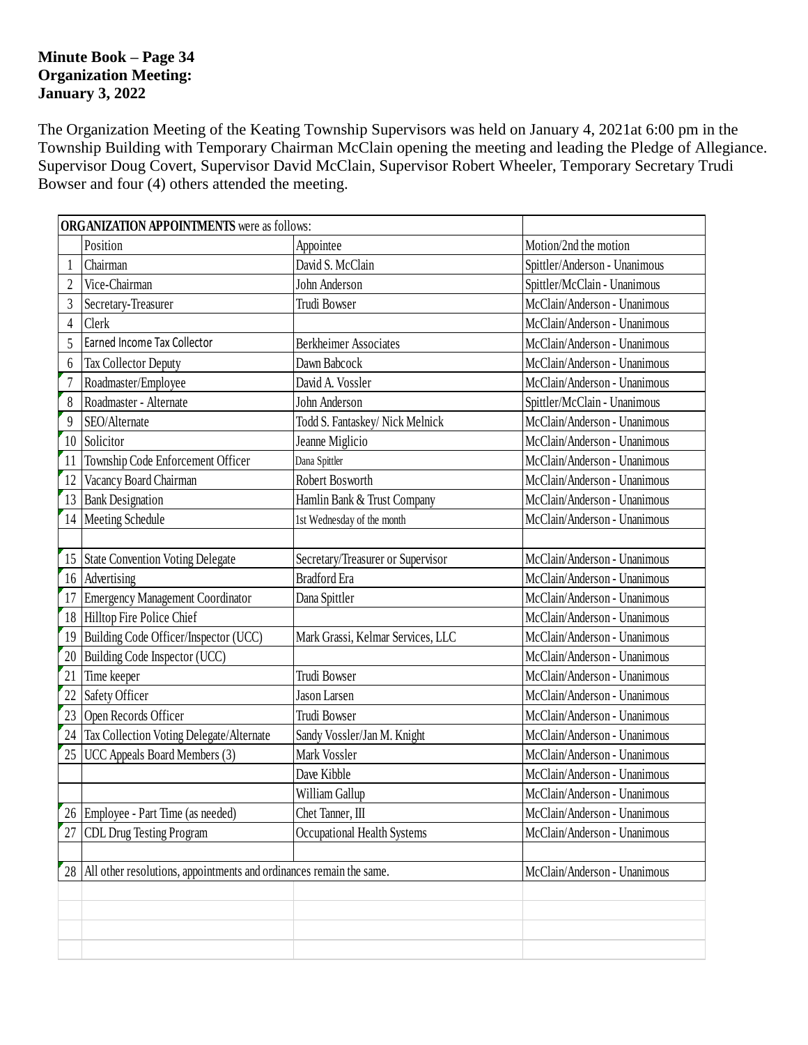**Minute Book – Page 34**
**Organization Meeting:**
**January 3, 2022**

The Organization Meeting of the Keating Township Supervisors was held on January 4, 2021at 6:00 pm in the Township Building with Temporary Chairman McClain opening the meeting and leading the Pledge of Allegiance. Supervisor Doug Covert, Supervisor David McClain, Supervisor Robert Wheeler, Temporary Secretary Trudi Bowser and four (4) others attended the meeting.

| **ORGANIZATION APPOINTMENTS** were as follows: | | | |
|---|---|---|---|
| | Position | Appointee | Motion/2nd the motion |
| 1 | Chairman | David S. McClain | Spittler/Anderson - Unanimous |
| 2 | Vice-Chairman | John Anderson | Spittler/McClain - Unanimous |
| 3 | Secretary-Treasurer | Trudi Bowser | McClain/Anderson - Unanimous |
| 4 | Clerk | | McClain/Anderson - Unanimous |
| 5 | Earned Income Tax Collector | Berkheimer Associates | McClain/Anderson - Unanimous |
| 6 | Tax Collector Deputy | Dawn Babcock | McClain/Anderson - Unanimous |
| 7 | Roadmaster/Employee | David A. Vossler | McClain/Anderson - Unanimous |
| 8 | Roadmaster - Alternate | John Anderson | Spittler/McClain - Unanimous |
| 9 | SEO/Alternate | Todd S. Fantaskey/ Nick Melnick | McClain/Anderson - Unanimous |
| 10 | Solicitor | Jeanne Miglicio | McClain/Anderson - Unanimous |
| 11 | Township Code Enforcement Officer | Dana Spittler | McClain/Anderson - Unanimous |
| 12 | Vacancy Board Chairman | Robert Bosworth | McClain/Anderson - Unanimous |
| 13 | Bank Designation | Hamlin Bank & Trust Company | McClain/Anderson - Unanimous |
| 14 | Meeting Schedule | 1st Wednesday of the month | McClain/Anderson - Unanimous |
| | | | |
| 15 | State Convention Voting Delegate | Secretary/Treasurer or Supervisor | McClain/Anderson - Unanimous |
| 16 | Advertising | Bradford Era | McClain/Anderson - Unanimous |
| 17 | Emergency Management Coordinator | Dana Spittler | McClain/Anderson - Unanimous |
| 18 | Hilltop Fire Police Chief | | McClain/Anderson - Unanimous |
| 19 | Building Code Officer/Inspector (UCC) | Mark Grassi, Kelmar Services, LLC | McClain/Anderson - Unanimous |
| 20 | Building Code Inspector (UCC) | | McClain/Anderson - Unanimous |
| 21 | Time keeper | Trudi Bowser | McClain/Anderson - Unanimous |
| 22 | Safety Officer | Jason Larsen | McClain/Anderson - Unanimous |
| 23 | Open Records Officer | Trudi Bowser | McClain/Anderson - Unanimous |
| 24 | Tax Collection Voting Delegate/Alternate | Sandy Vossler/Jan M. Knight | McClain/Anderson - Unanimous |
| 25 | UCC Appeals Board Members (3) | Mark Vossler | McClain/Anderson - Unanimous |
| | | Dave Kibble | McClain/Anderson - Unanimous |
| | | William Gallup | McClain/Anderson - Unanimous |
| 26 | Employee - Part Time (as needed) | Chet Tanner, III | McClain/Anderson - Unanimous |
| 27 | CDL Drug Testing Program | Occupational Health Systems | McClain/Anderson - Unanimous |
| | | | |
| 28 | All other resolutions, appointments and ordinances remain the same. | | McClain/Anderson - Unanimous |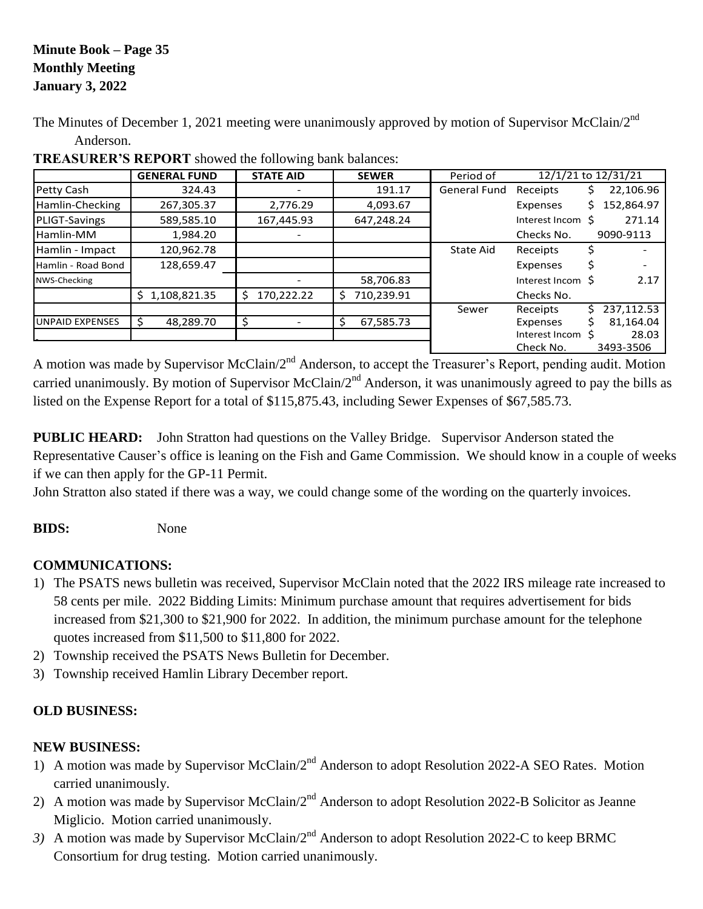**Minute Book – Page 35**
**Monthly Meeting**
**January 3, 2022**

The Minutes of December 1, 2021 meeting were unanimously approved by motion of Supervisor McClain/2nd Anderson.

**TREASURER'S REPORT** showed the following bank balances:

| | GENERAL FUND | STATE AID | SEWER | Period of | 12/1/21 to 12/31/21 | |
|---|---|---|---|---|---|---|
| Petty Cash | 324.43 | - | 191.17 | General Fund | Receipts | $ 22,106.96 |
| Hamlin-Checking | 267,305.37 | 2,776.29 | 4,093.67 | | Expenses | $ 152,864.97 |
| PLIGT-Savings | 589,585.10 | 167,445.93 | 647,248.24 | | Interest Incom | $ 271.14 |
| Hamlin-MM | 1,984.20 | - | | | Checks No. | 9090-9113 |
| Hamlin - Impact | 120,962.78 | | | State Aid | Receipts | $ - |
| Hamlin - Road Bond | 128,659.47 | | | | Expenses | $ - |
| NWS-Checking | | - | 58,706.83 | | Interest Incom | $ 2.17 |
| | $ 1,108,821.35 | $ 170,222.22 | $ 710,239.91 | | Checks No. | |
| | | | | Sewer | Receipts | $ 237,112.53 |
| UNPAID EXPENSES | $ 48,289.70 | $ - | $ 67,585.73 | | Expenses | $ 81,164.04 |
| | | | | | Interest Incom | $ 28.03 |
| | | | | | Check No. | 3493-3506 |

A motion was made by Supervisor McClain/2nd Anderson, to accept the Treasurer's Report, pending audit. Motion carried unanimously. By motion of Supervisor McClain/2nd Anderson, it was unanimously agreed to pay the bills as listed on the Expense Report for a total of $115,875.43, including Sewer Expenses of $67,585.73.

**PUBLIC HEARD:** John Stratton had questions on the Valley Bridge. Supervisor Anderson stated the Representative Causer's office is leaning on the Fish and Game Commission. We should know in a couple of weeks if we can then apply for the GP-11 Permit.

John Stratton also stated if there was a way, we could change some of the wording on the quarterly invoices.

**BIDS:** None

**COMMUNICATIONS:**

1) The PSATS news bulletin was received, Supervisor McClain noted that the 2022 IRS mileage rate increased to 58 cents per mile. 2022 Bidding Limits: Minimum purchase amount that requires advertisement for bids increased from $21,300 to $21,900 for 2022. In addition, the minimum purchase amount for the telephone quotes increased from $11,500 to $11,800 for 2022.
2) Township received the PSATS News Bulletin for December.
3) Township received Hamlin Library December report.

**OLD BUSINESS:**

**NEW BUSINESS:**

1) A motion was made by Supervisor McClain/2nd Anderson to adopt Resolution 2022-A SEO Rates. Motion carried unanimously.
2) A motion was made by Supervisor McClain/2nd Anderson to adopt Resolution 2022-B Solicitor as Jeanne Miglicio. Motion carried unanimously.
3) A motion was made by Supervisor McClain/2nd Anderson to adopt Resolution 2022-C to keep BRMC Consortium for drug testing. Motion carried unanimously.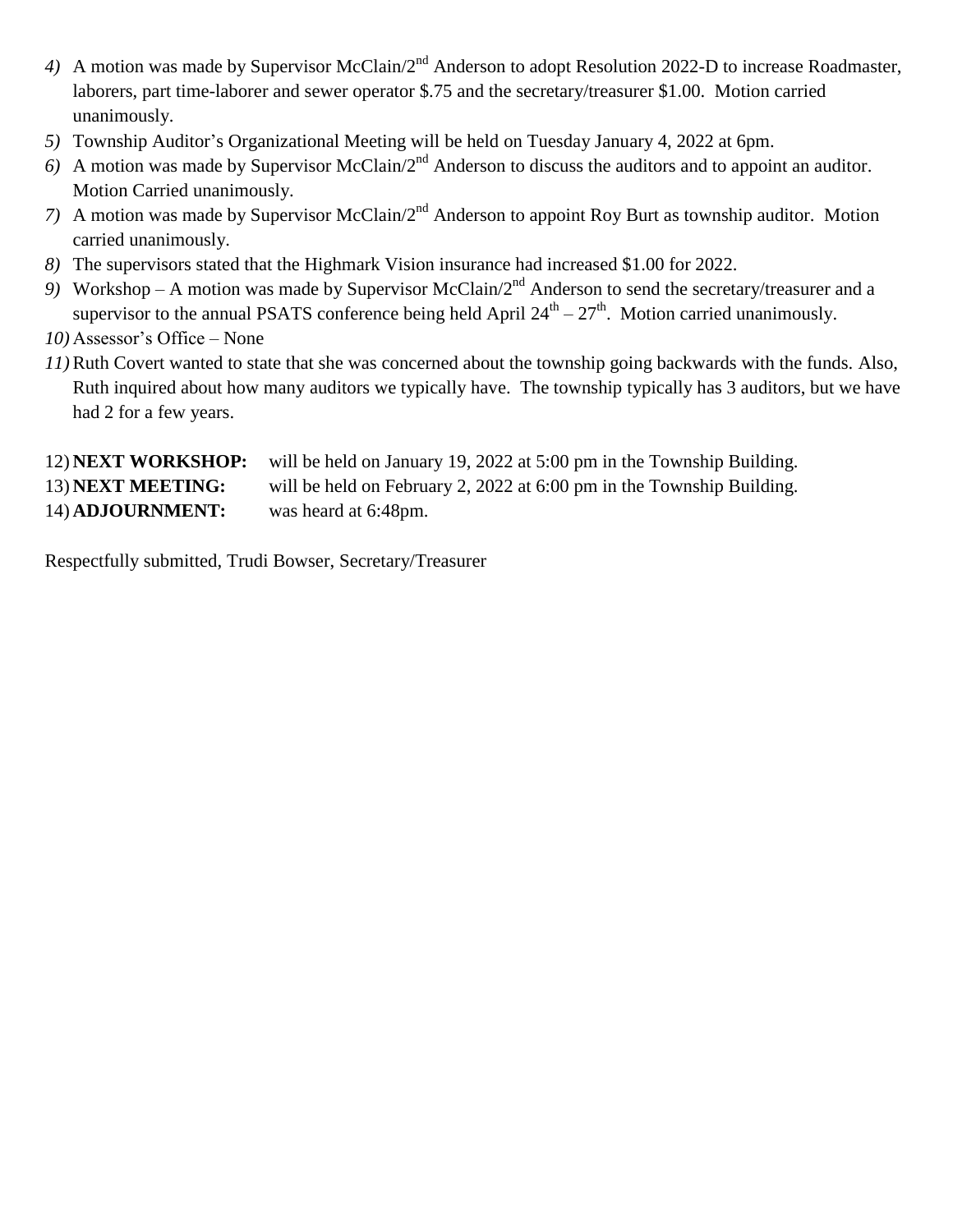4) A motion was made by Supervisor McClain/2nd Anderson to adopt Resolution 2022-D to increase Roadmaster, laborers, part time-laborer and sewer operator $.75 and the secretary/treasurer $1.00. Motion carried unanimously.
5) Township Auditor's Organizational Meeting will be held on Tuesday January 4, 2022 at 6pm.
6) A motion was made by Supervisor McClain/2nd Anderson to discuss the auditors and to appoint an auditor. Motion Carried unanimously.
7) A motion was made by Supervisor McClain/2nd Anderson to appoint Roy Burt as township auditor. Motion carried unanimously.
8) The supervisors stated that the Highmark Vision insurance had increased $1.00 for 2022.
9) Workshop – A motion was made by Supervisor McClain/2nd Anderson to send the secretary/treasurer and a supervisor to the annual PSATS conference being held April 24th – 27th. Motion carried unanimously.
10) Assessor's Office – None
11) Ruth Covert wanted to state that she was concerned about the township going backwards with the funds. Also, Ruth inquired about how many auditors we typically have. The township typically has 3 auditors, but we have had 2 for a few years.

12) **NEXT WORKSHOP:** will be held on January 19, 2022 at 5:00 pm in the Township Building.
13) **NEXT MEETING:** will be held on February 2, 2022 at 6:00 pm in the Township Building.
14) **ADJOURNMENT:** was heard at 6:48pm.

Respectfully submitted, Trudi Bowser, Secretary/Treasurer